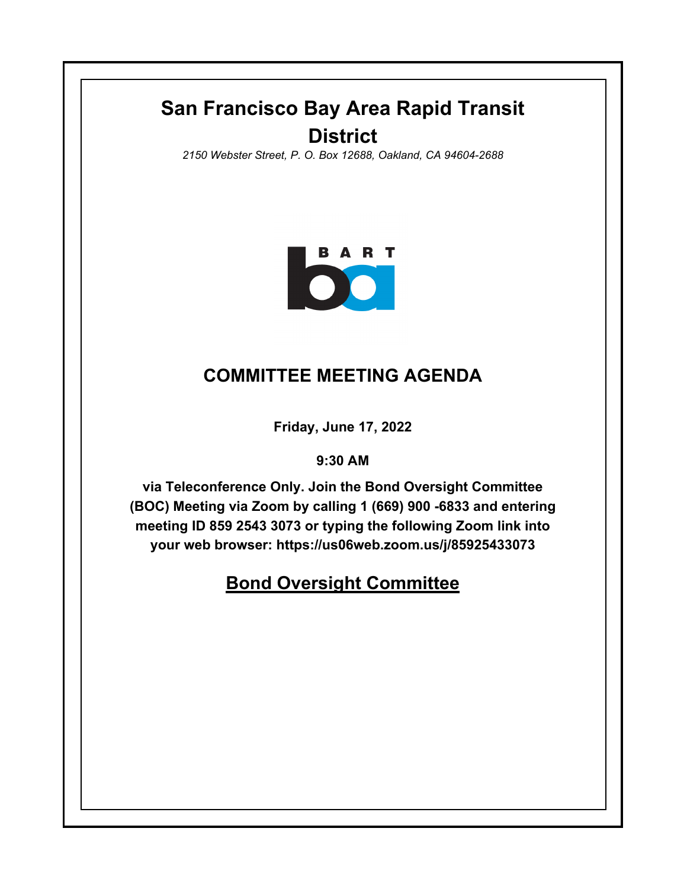# San Francisco Bay Area Rapid Transit District

*2150 Webster Street, P. O. Box 12688, Oakland, CA 94604-2688*

BART

## COMMITTEE MEETING AGENDA

**Friday, June 17, 2022**

**9:30 AM**

**via Teleconference Only. Join the Bond Oversight Committee (BOC) Meeting via Zoom by calling 1 (669) 900 -6833 and entering meeting ID 859 2543 3073 or typing the following Zoom link into your web browser: https://us06web.zoom.us/j/85925433073**

## Bond Oversight Committee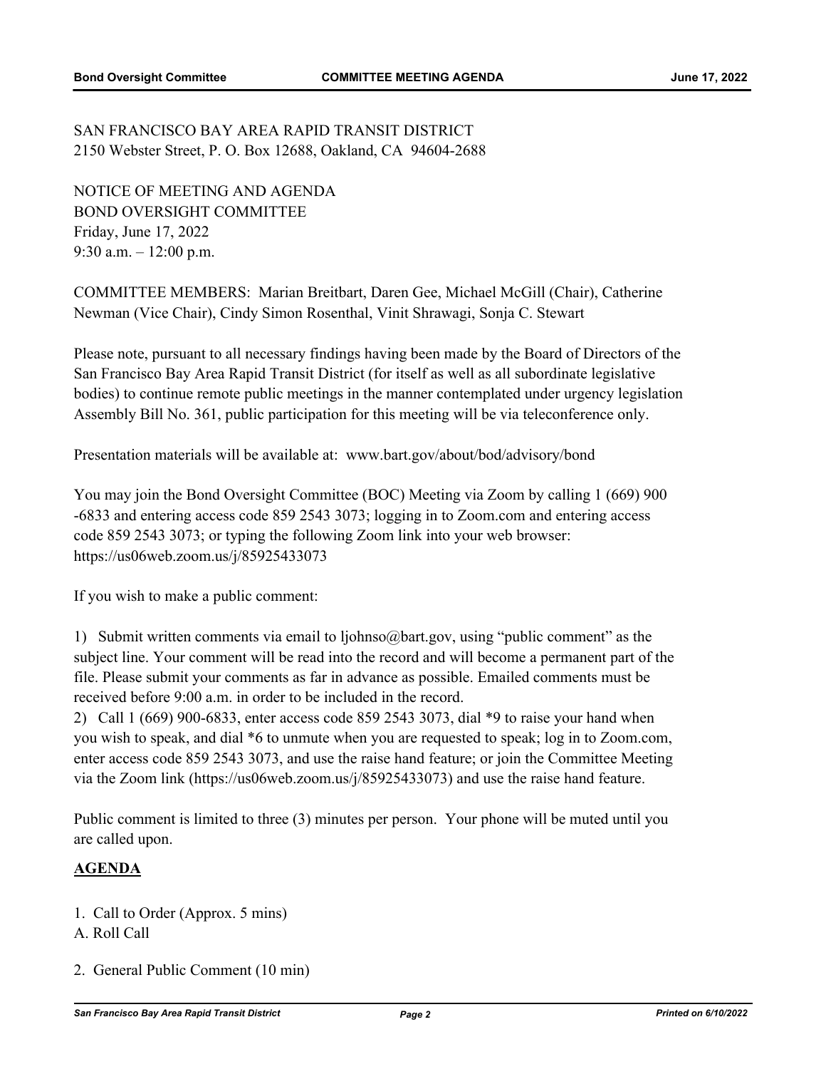SAN FRANCISCO BAY AREA RAPID TRANSIT DISTRICT
2150 Webster Street, P. O. Box 12688, Oakland, CA 94604-2688

NOTICE OF MEETING AND AGENDA
BOND OVERSIGHT COMMITTEE
Friday, June 17, 2022
9:30 a.m. – 12:00 p.m.

COMMITTEE MEMBERS: Marian Breitbart, Daren Gee, Michael McGill (Chair), Catherine Newman (Vice Chair), Cindy Simon Rosenthal, Vinit Shrawagi, Sonja C. Stewart

Please note, pursuant to all necessary findings having been made by the Board of Directors of the San Francisco Bay Area Rapid Transit District (for itself as well as all subordinate legislative bodies) to continue remote public meetings in the manner contemplated under urgency legislation Assembly Bill No. 361, public participation for this meeting will be via teleconference only.

Presentation materials will be available at: www.bart.gov/about/bod/advisory/bond

You may join the Bond Oversight Committee (BOC) Meeting via Zoom by calling 1 (669) 900 -6833 and entering access code 859 2543 3073; logging in to Zoom.com and entering access code 859 2543 3073; or typing the following Zoom link into your web browser: https://us06web.zoom.us/j/85925433073

If you wish to make a public comment:

1) Submit written comments via email to ljohnso@bart.gov, using "public comment" as the subject line. Your comment will be read into the record and will become a permanent part of the file. Please submit your comments as far in advance as possible. Emailed comments must be received before 9:00 a.m. in order to be included in the record.
2) Call 1 (669) 900-6833, enter access code 859 2543 3073, dial *9 to raise your hand when you wish to speak, and dial *6 to unmute when you are requested to speak; log in to Zoom.com, enter access code 859 2543 3073, and use the raise hand feature; or join the Committee Meeting via the Zoom link (https://us06web.zoom.us/j/85925433073) and use the raise hand feature.

Public comment is limited to three (3) minutes per person. Your phone will be muted until you are called upon.

**AGENDA**

1. Call to Order (Approx. 5 mins)
A. Roll Call

2. General Public Comment (10 min)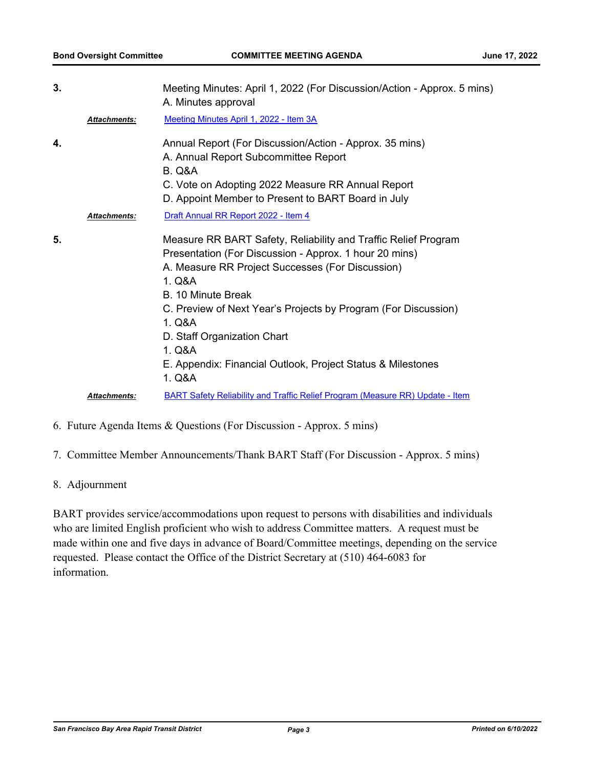**3.** Meeting Minutes: April 1, 2022 (For Discussion/Action - Approx. 5 mins)
A. Minutes approval

***Attachments:*** Meeting Minutes April 1, 2022 - Item 3A

**4.** Annual Report (For Discussion/Action - Approx. 35 mins)
A. Annual Report Subcommittee Report
B. Q&A
C. Vote on Adopting 2022 Measure RR Annual Report
D. Appoint Member to Present to BART Board in July

***Attachments:*** Draft Annual RR Report 2022 - Item 4

**5.** Measure RR BART Safety, Reliability and Traffic Relief Program Presentation (For Discussion - Approx. 1 hour 20 mins)
A. Measure RR Project Successes (For Discussion)
1. Q&A
B. 10 Minute Break
C. Preview of Next Year's Projects by Program (For Discussion)
1. Q&A
D. Staff Organization Chart
1. Q&A
E. Appendix: Financial Outlook, Project Status & Milestones
1. Q&A

***Attachments:*** BART Safety Reliability and Traffic Relief Program (Measure RR) Update - Item

6. Future Agenda Items & Questions (For Discussion - Approx. 5 mins)

7. Committee Member Announcements/Thank BART Staff (For Discussion - Approx. 5 mins)

8. Adjournment

BART provides service/accommodations upon request to persons with disabilities and individuals who are limited English proficient who wish to address Committee matters. A request must be made within one and five days in advance of Board/Committee meetings, depending on the service requested. Please contact the Office of the District Secretary at (510) 464-6083 for information.